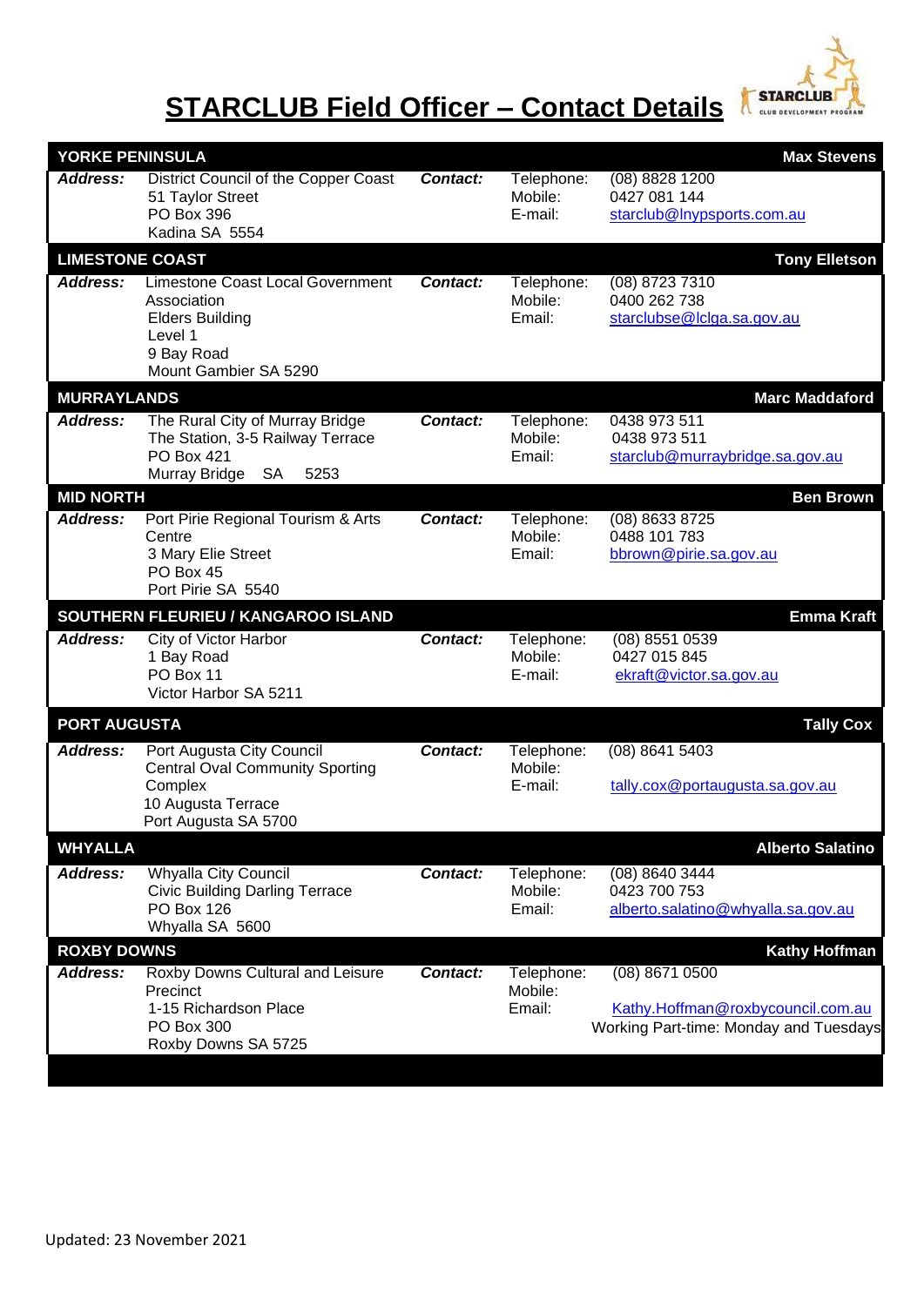# STARCLUB Field Officer – Contact Details

| **YORKE PENINSULA** | | | | **Max Stevens** |
|---|---|---|---|---|
| ***Address:*** | District Council of the Copper Coast<br>51 Taylor Street<br>PO Box 396<br>Kadina SA 5554 | ***Contact:*** | Telephone:<br>Mobile:<br>E-mail: | (08) 8828 1200<br>0427 081 144<br>starclub@lnypsports.com.au |
| **LIMESTONE COAST** | | | | **Tony Elletson** |
| ***Address:*** | Limestone Coast Local Government Association<br>Elders Building<br>Level 1<br>9 Bay Road<br>Mount Gambier SA 5290 | ***Contact:*** | Telephone:<br>Mobile:<br>Email: | (08) 8723 7310<br>0400 262 738<br>starclubse@lclga.sa.gov.au |
| **MURRAYLANDS** | | | | **Marc Maddaford** |
| ***Address:*** | The Rural City of Murray Bridge<br>The Station, 3-5 Railway Terrace<br>PO Box 421<br>Murray Bridge SA 5253 | ***Contact:*** | Telephone:<br>Mobile:<br>Email: | 0438 973 511<br>0438 973 511<br>starclub@murraybridge.sa.gov.au |
| **MID NORTH** | | | | **Ben Brown** |
| ***Address:*** | Port Pirie Regional Tourism & Arts Centre<br>3 Mary Elie Street<br>PO Box 45<br>Port Pirie SA 5540 | ***Contact:*** | Telephone:<br>Mobile:<br>Email: | (08) 8633 8725<br>0488 101 783<br>bbrown@pirie.sa.gov.au |
| **SOUTHERN FLEURIEU / KANGAROO ISLAND** | | | | **Emma Kraft** |
| ***Address:*** | City of Victor Harbor<br>1 Bay Road<br>PO Box 11<br>Victor Harbor SA 5211 | ***Contact:*** | Telephone:<br>Mobile:<br>E-mail: | (08) 8551 0539<br>0427 015 845<br>ekraft@victor.sa.gov.au |
| **PORT AUGUSTA** | | | | **Tally Cox** |
| ***Address:*** | Port Augusta City Council<br>Central Oval Community Sporting Complex<br>10 Augusta Terrace<br>Port Augusta SA 5700 | ***Contact:*** | Telephone:<br>Mobile:<br>E-mail: | (08) 8641 5403<br><br>tally.cox@portaugusta.sa.gov.au |
| **WHYALLA** | | | | **Alberto Salatino** |
| ***Address:*** | Whyalla City Council<br>Civic Building Darling Terrace<br>PO Box 126<br>Whyalla SA 5600 | ***Contact:*** | Telephone:<br>Mobile:<br>Email: | (08) 8640 3444<br>0423 700 753<br>alberto.salatino@whyalla.sa.gov.au |
| **ROXBY DOWNS** | | | | **Kathy Hoffman** |
| ***Address:*** | Roxby Downs Cultural and Leisure Precinct<br>1-15 Richardson Place<br>PO Box 300<br>Roxby Downs SA 5725 | ***Contact:*** | Telephone:<br>Mobile:<br>Email: | (08) 8671 0500<br><br>Kathy.Hoffman@roxbycouncil.com.au<br>Working Part-time: Monday and Tuesdays |

Updated: 23 November 2021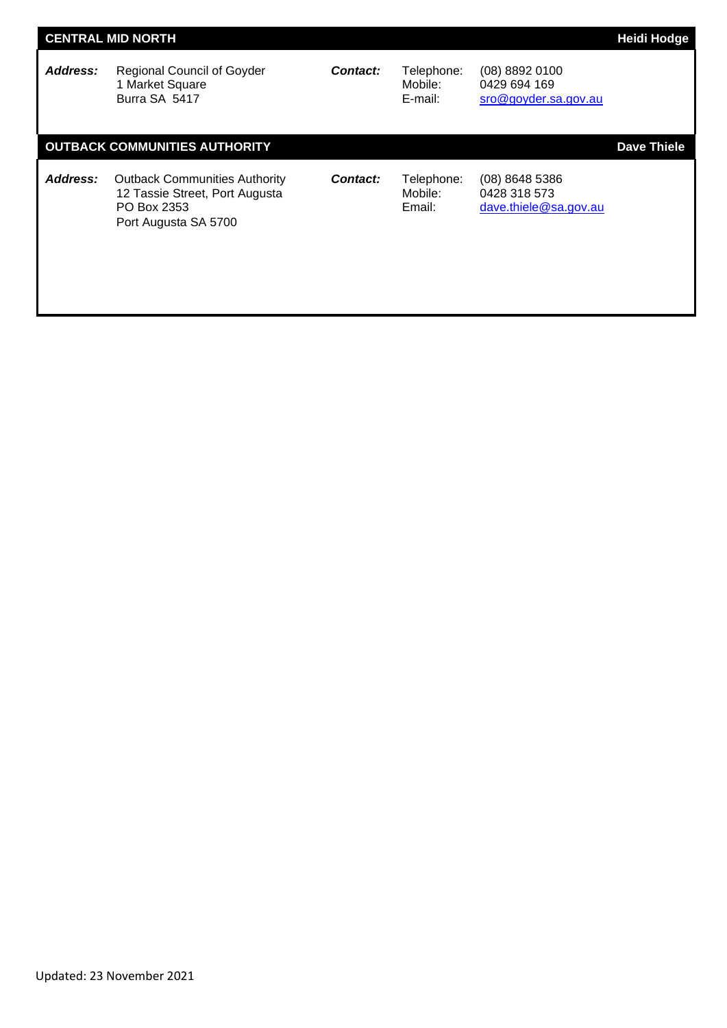## CENTRAL MID NORTH — Heidi Hodge

| | | | | |
|---|---|---|---|---|
| ***Address:*** | Regional Council of Goyder<br>1 Market Square<br>Burra SA 5417 | ***Contact:*** | Telephone:<br>Mobile:<br>E-mail: | (08) 8892 0100<br>0429 694 169<br>sro@goyder.sa.gov.au |

## OUTBACK COMMUNITIES AUTHORITY — Dave Thiele

| | | | | |
|---|---|---|---|---|
| ***Address:*** | Outback Communities Authority<br>12 Tassie Street, Port Augusta<br>PO Box 2353<br>Port Augusta SA 5700 | ***Contact:*** | Telephone:<br>Mobile:<br>Email: | (08) 8648 5386<br>0428 318 573<br>dave.thiele@sa.gov.au |

Updated: 23 November 2021